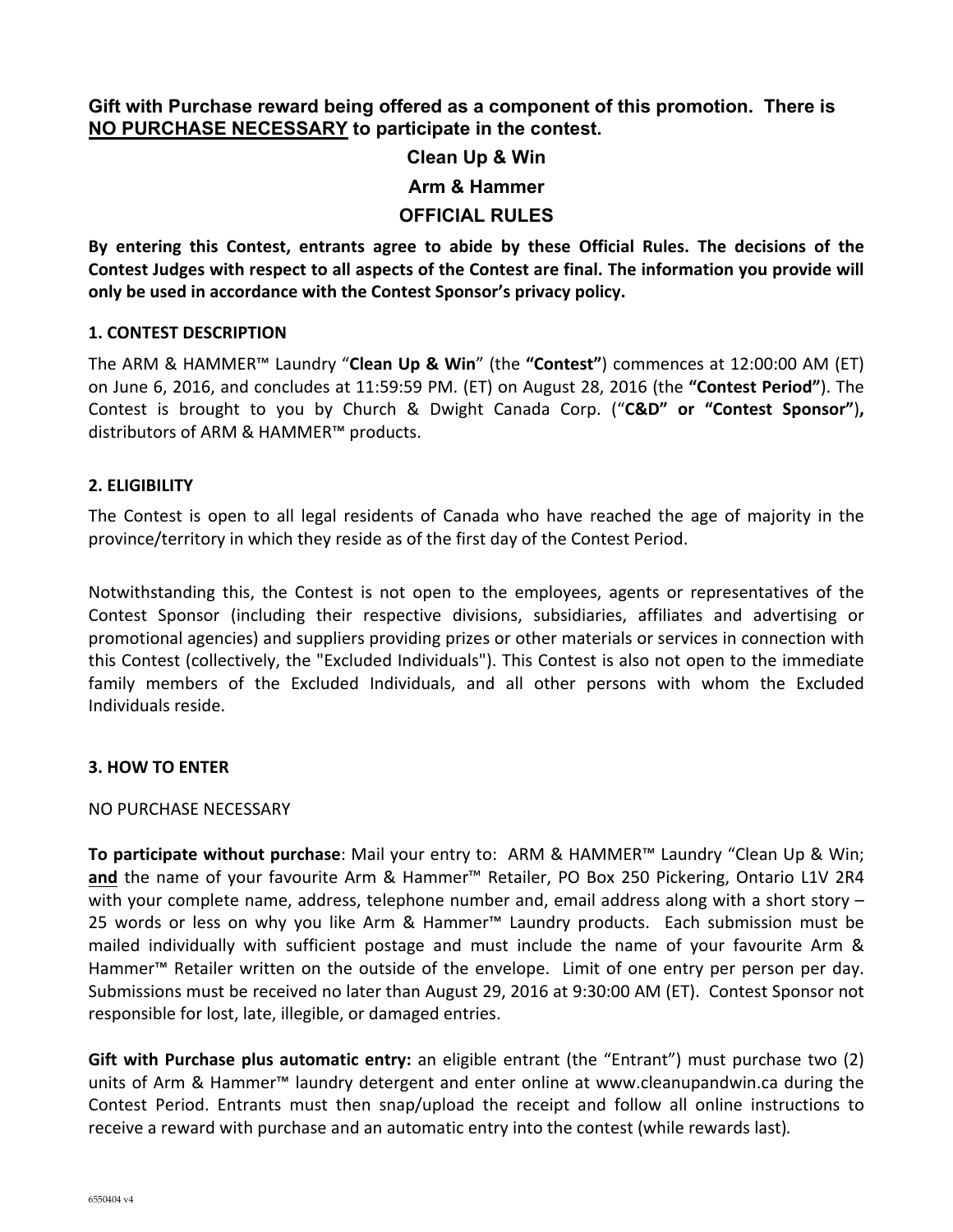**Gift with Purchase reward being offered as a component of this promotion. There is <u>NO PURCHASE NECESSARY</u> to participate in the contest.**

# Clean Up & Win

# Arm & Hammer

# OFFICIAL RULES

**By entering this Contest, entrants agree to abide by these Official Rules. The decisions of the Contest Judges with respect to all aspects of the Contest are final. The information you provide will only be used in accordance with the Contest Sponsor's privacy policy.**

## 1. CONTEST DESCRIPTION

The ARM & HAMMER™ Laundry "**Clean Up & Win**" (the **"Contest"**) commences at 12:00:00 AM (ET) on June 6, 2016, and concludes at 11:59:59 PM. (ET) on August 28, 2016 (the **"Contest Period"**). The Contest is brought to you by Church & Dwight Canada Corp. ("**C&D" or "Contest Sponsor"),** distributors of ARM & HAMMER™ products.

## 2. ELIGIBILITY

The Contest is open to all legal residents of Canada who have reached the age of majority in the province/territory in which they reside as of the first day of the Contest Period.

Notwithstanding this, the Contest is not open to the employees, agents or representatives of the Contest Sponsor (including their respective divisions, subsidiaries, affiliates and advertising or promotional agencies) and suppliers providing prizes or other materials or services in connection with this Contest (collectively, the "Excluded Individuals"). This Contest is also not open to the immediate family members of the Excluded Individuals, and all other persons with whom the Excluded Individuals reside.

## 3. HOW TO ENTER

NO PURCHASE NECESSARY

**To participate without purchase**: Mail your entry to: ARM & HAMMER™ Laundry "Clean Up & Win; **<u>and</u>** the name of your favourite Arm & Hammer™ Retailer, PO Box 250 Pickering, Ontario L1V 2R4 with your complete name, address, telephone number and, email address along with a short story – 25 words or less on why you like Arm & Hammer™ Laundry products. Each submission must be mailed individually with sufficient postage and must include the name of your favourite Arm & Hammer™ Retailer written on the outside of the envelope. Limit of one entry per person per day. Submissions must be received no later than August 29, 2016 at 9:30:00 AM (ET). Contest Sponsor not responsible for lost, late, illegible, or damaged entries.

**Gift with Purchase plus automatic entry:** an eligible entrant (the "Entrant") must purchase two (2) units of Arm & Hammer™ laundry detergent and enter online at www.cleanupandwin.ca during the Contest Period. Entrants must then snap/upload the receipt and follow all online instructions to receive a reward with purchase and an automatic entry into the contest (while rewards last).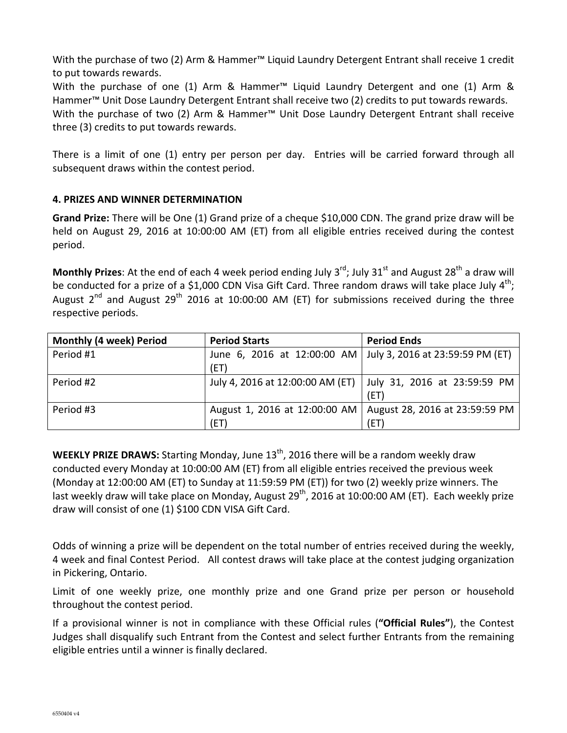With the purchase of two (2) Arm & Hammer™ Liquid Laundry Detergent Entrant shall receive 1 credit to put towards rewards.
With the purchase of one (1) Arm & Hammer™ Liquid Laundry Detergent and one (1) Arm & Hammer™ Unit Dose Laundry Detergent Entrant shall receive two (2) credits to put towards rewards.
With the purchase of two (2) Arm & Hammer™ Unit Dose Laundry Detergent Entrant shall receive three (3) credits to put towards rewards.

There is a limit of one (1) entry per person per day. Entries will be carried forward through all subsequent draws within the contest period.

**4. PRIZES AND WINNER DETERMINATION**

**Grand Prize:** There will be One (1) Grand prize of a cheque $10,000 CDN. The grand prize draw will be held on August 29, 2016 at 10:00:00 AM (ET) from all eligible entries received during the contest period.

**Monthly Prizes**: At the end of each 4 week period ending July 3rd; July 31st and August 28th a draw will be conducted for a prize of a $1,000 CDN Visa Gift Card. Three random draws will take place July 4th; August 2nd and August 29th 2016 at 10:00:00 AM (ET) for submissions received during the three respective periods.

| Monthly (4 week) Period | Period Starts | Period Ends |
|---|---|---|
| Period #1 | June 6, 2016 at 12:00:00 AM (ET) | July 3, 2016 at 23:59:59 PM (ET) |
| Period #2 | July 4, 2016 at 12:00:00 AM (ET) | July 31, 2016 at 23:59:59 PM (ET) |
| Period #3 | August 1, 2016 at 12:00:00 AM (ET) | August 28, 2016 at 23:59:59 PM (ET) |

**WEEKLY PRIZE DRAWS:** Starting Monday, June 13th, 2016 there will be a random weekly draw conducted every Monday at 10:00:00 AM (ET) from all eligible entries received the previous week (Monday at 12:00:00 AM (ET) to Sunday at 11:59:59 PM (ET)) for two (2) weekly prize winners. The last weekly draw will take place on Monday, August 29th, 2016 at 10:00:00 AM (ET). Each weekly prize draw will consist of one (1) $100 CDN VISA Gift Card.

Odds of winning a prize will be dependent on the total number of entries received during the weekly, 4 week and final Contest Period. All contest draws will take place at the contest judging organization in Pickering, Ontario.

Limit of one weekly prize, one monthly prize and one Grand prize per person or household throughout the contest period.

If a provisional winner is not in compliance with these Official rules (**"Official Rules"**), the Contest Judges shall disqualify such Entrant from the Contest and select further Entrants from the remaining eligible entries until a winner is finally declared.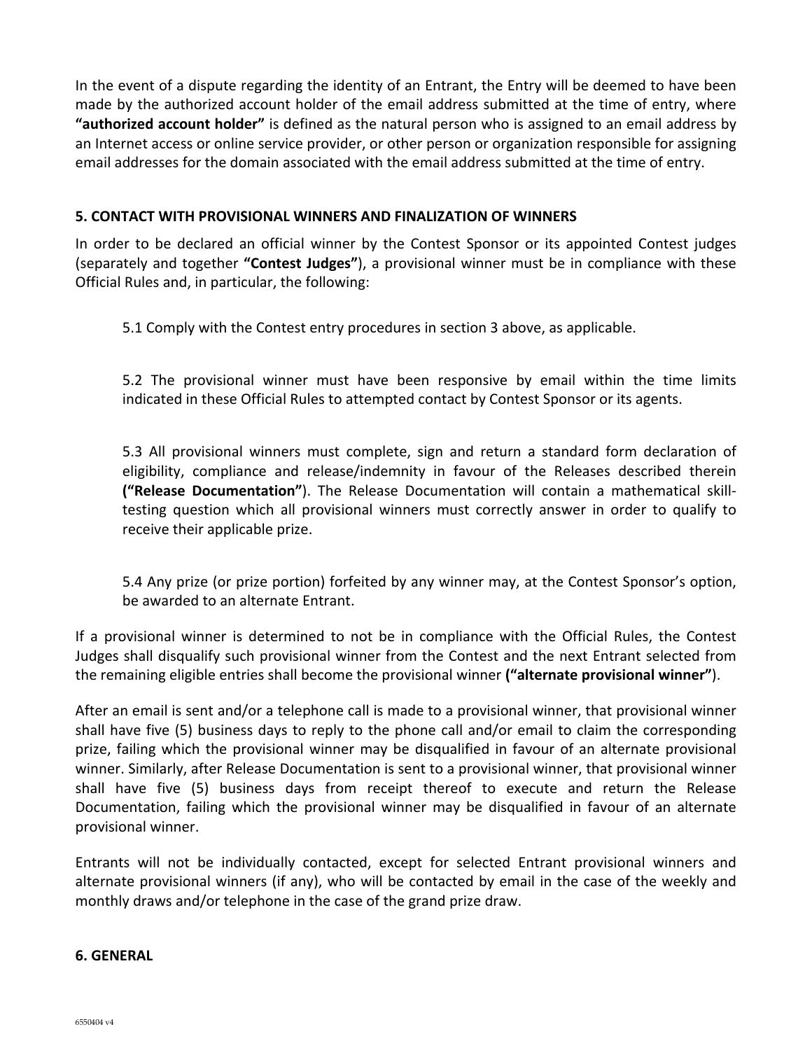In the event of a dispute regarding the identity of an Entrant, the Entry will be deemed to have been made by the authorized account holder of the email address submitted at the time of entry, where **"authorized account holder"** is defined as the natural person who is assigned to an email address by an Internet access or online service provider, or other person or organization responsible for assigning email addresses for the domain associated with the email address submitted at the time of entry.

## 5. CONTACT WITH PROVISIONAL WINNERS AND FINALIZATION OF WINNERS

In order to be declared an official winner by the Contest Sponsor or its appointed Contest judges (separately and together **"Contest Judges"**), a provisional winner must be in compliance with these Official Rules and, in particular, the following:

5.1 Comply with the Contest entry procedures in section 3 above, as applicable.

5.2 The provisional winner must have been responsive by email within the time limits indicated in these Official Rules to attempted contact by Contest Sponsor or its agents.

5.3 All provisional winners must complete, sign and return a standard form declaration of eligibility, compliance and release/indemnity in favour of the Releases described therein **("Release Documentation"**). The Release Documentation will contain a mathematical skill-testing question which all provisional winners must correctly answer in order to qualify to receive their applicable prize.

5.4 Any prize (or prize portion) forfeited by any winner may, at the Contest Sponsor's option, be awarded to an alternate Entrant.

If a provisional winner is determined to not be in compliance with the Official Rules, the Contest Judges shall disqualify such provisional winner from the Contest and the next Entrant selected from the remaining eligible entries shall become the provisional winner **("alternate provisional winner"**).

After an email is sent and/or a telephone call is made to a provisional winner, that provisional winner shall have five (5) business days to reply to the phone call and/or email to claim the corresponding prize, failing which the provisional winner may be disqualified in favour of an alternate provisional winner. Similarly, after Release Documentation is sent to a provisional winner, that provisional winner shall have five (5) business days from receipt thereof to execute and return the Release Documentation, failing which the provisional winner may be disqualified in favour of an alternate provisional winner.

Entrants will not be individually contacted, except for selected Entrant provisional winners and alternate provisional winners (if any), who will be contacted by email in the case of the weekly and monthly draws and/or telephone in the case of the grand prize draw.

## 6. GENERAL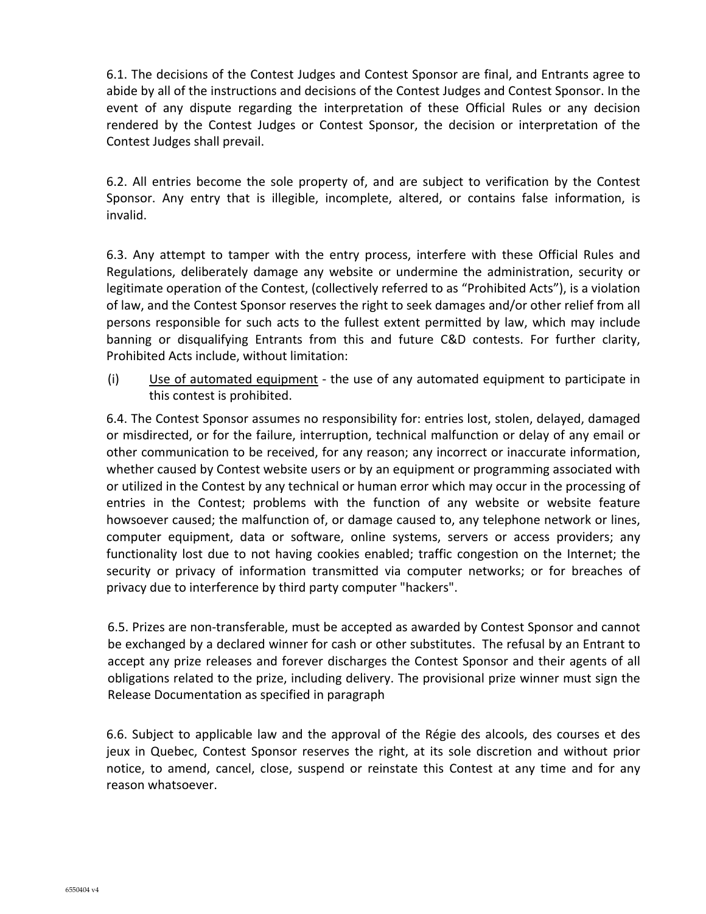6.1. The decisions of the Contest Judges and Contest Sponsor are final, and Entrants agree to abide by all of the instructions and decisions of the Contest Judges and Contest Sponsor. In the event of any dispute regarding the interpretation of these Official Rules or any decision rendered by the Contest Judges or Contest Sponsor, the decision or interpretation of the Contest Judges shall prevail.

6.2. All entries become the sole property of, and are subject to verification by the Contest Sponsor. Any entry that is illegible, incomplete, altered, or contains false information, is invalid.

6.3. Any attempt to tamper with the entry process, interfere with these Official Rules and Regulations, deliberately damage any website or undermine the administration, security or legitimate operation of the Contest, (collectively referred to as "Prohibited Acts"), is a violation of law, and the Contest Sponsor reserves the right to seek damages and/or other relief from all persons responsible for such acts to the fullest extent permitted by law, which may include banning or disqualifying Entrants from this and future C&D contests. For further clarity, Prohibited Acts include, without limitation:

(i) Use of automated equipment - the use of any automated equipment to participate in this contest is prohibited.

6.4. The Contest Sponsor assumes no responsibility for: entries lost, stolen, delayed, damaged or misdirected, or for the failure, interruption, technical malfunction or delay of any email or other communication to be received, for any reason; any incorrect or inaccurate information, whether caused by Contest website users or by an equipment or programming associated with or utilized in the Contest by any technical or human error which may occur in the processing of entries in the Contest; problems with the function of any website or website feature howsoever caused; the malfunction of, or damage caused to, any telephone network or lines, computer equipment, data or software, online systems, servers or access providers; any functionality lost due to not having cookies enabled; traffic congestion on the Internet; the security or privacy of information transmitted via computer networks; or for breaches of privacy due to interference by third party computer "hackers".

6.5. Prizes are non-transferable, must be accepted as awarded by Contest Sponsor and cannot be exchanged by a declared winner for cash or other substitutes. The refusal by an Entrant to accept any prize releases and forever discharges the Contest Sponsor and their agents of all obligations related to the prize, including delivery. The provisional prize winner must sign the Release Documentation as specified in paragraph

6.6. Subject to applicable law and the approval of the Régie des alcools, des courses et des jeux in Quebec, Contest Sponsor reserves the right, at its sole discretion and without prior notice, to amend, cancel, close, suspend or reinstate this Contest at any time and for any reason whatsoever.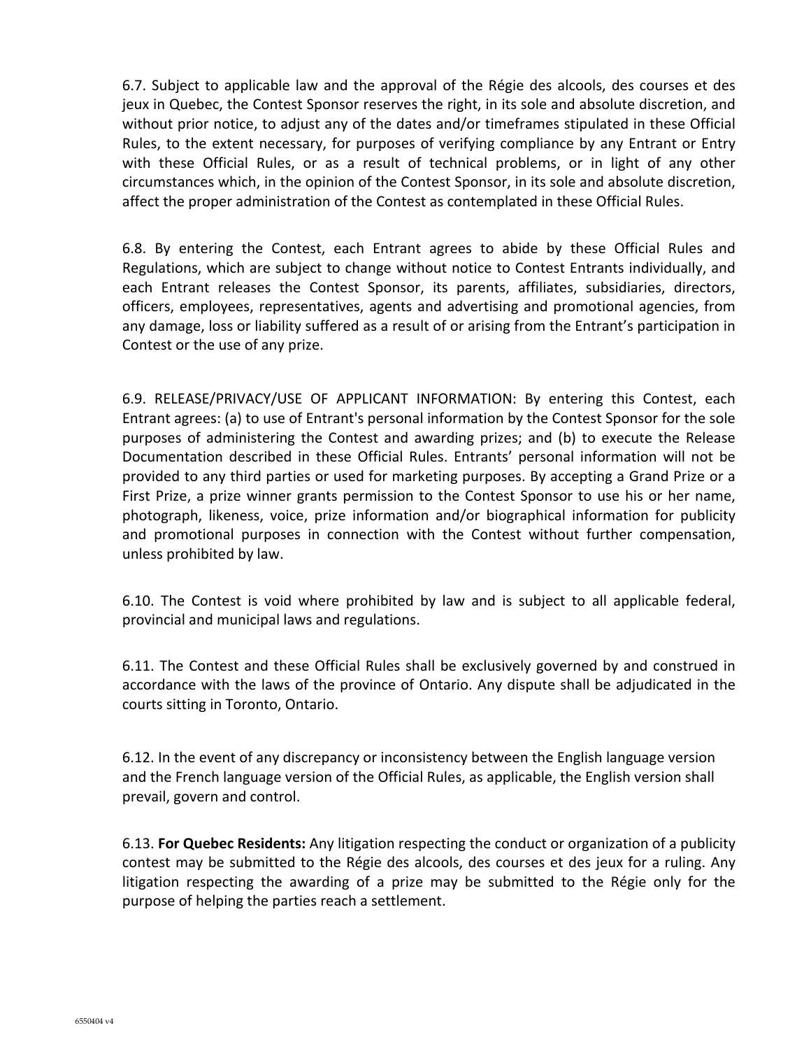6.7. Subject to applicable law and the approval of the Régie des alcools, des courses et des jeux in Quebec, the Contest Sponsor reserves the right, in its sole and absolute discretion, and without prior notice, to adjust any of the dates and/or timeframes stipulated in these Official Rules, to the extent necessary, for purposes of verifying compliance by any Entrant or Entry with these Official Rules, or as a result of technical problems, or in light of any other circumstances which, in the opinion of the Contest Sponsor, in its sole and absolute discretion, affect the proper administration of the Contest as contemplated in these Official Rules.

6.8. By entering the Contest, each Entrant agrees to abide by these Official Rules and Regulations, which are subject to change without notice to Contest Entrants individually, and each Entrant releases the Contest Sponsor, its parents, affiliates, subsidiaries, directors, officers, employees, representatives, agents and advertising and promotional agencies, from any damage, loss or liability suffered as a result of or arising from the Entrant's participation in Contest or the use of any prize.

6.9. RELEASE/PRIVACY/USE OF APPLICANT INFORMATION: By entering this Contest, each Entrant agrees: (a) to use of Entrant's personal information by the Contest Sponsor for the sole purposes of administering the Contest and awarding prizes; and (b) to execute the Release Documentation described in these Official Rules. Entrants' personal information will not be provided to any third parties or used for marketing purposes. By accepting a Grand Prize or a First Prize, a prize winner grants permission to the Contest Sponsor to use his or her name, photograph, likeness, voice, prize information and/or biographical information for publicity and promotional purposes in connection with the Contest without further compensation, unless prohibited by law.

6.10. The Contest is void where prohibited by law and is subject to all applicable federal, provincial and municipal laws and regulations.

6.11. The Contest and these Official Rules shall be exclusively governed by and construed in accordance with the laws of the province of Ontario. Any dispute shall be adjudicated in the courts sitting in Toronto, Ontario.

6.12. In the event of any discrepancy or inconsistency between the English language version and the French language version of the Official Rules, as applicable, the English version shall prevail, govern and control.

6.13. **For Quebec Residents:** Any litigation respecting the conduct or organization of a publicity contest may be submitted to the Régie des alcools, des courses et des jeux for a ruling. Any litigation respecting the awarding of a prize may be submitted to the Régie only for the purpose of helping the parties reach a settlement.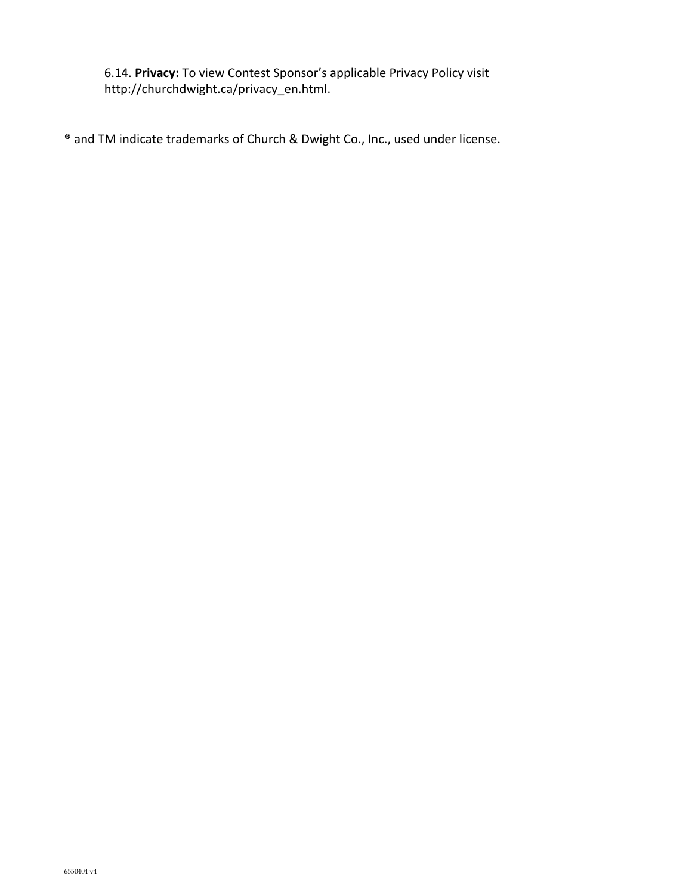6.14. **Privacy:** To view Contest Sponsor's applicable Privacy Policy visit http://churchdwight.ca/privacy_en.html.

® and TM indicate trademarks of Church & Dwight Co., Inc., used under license.

6550404 v4